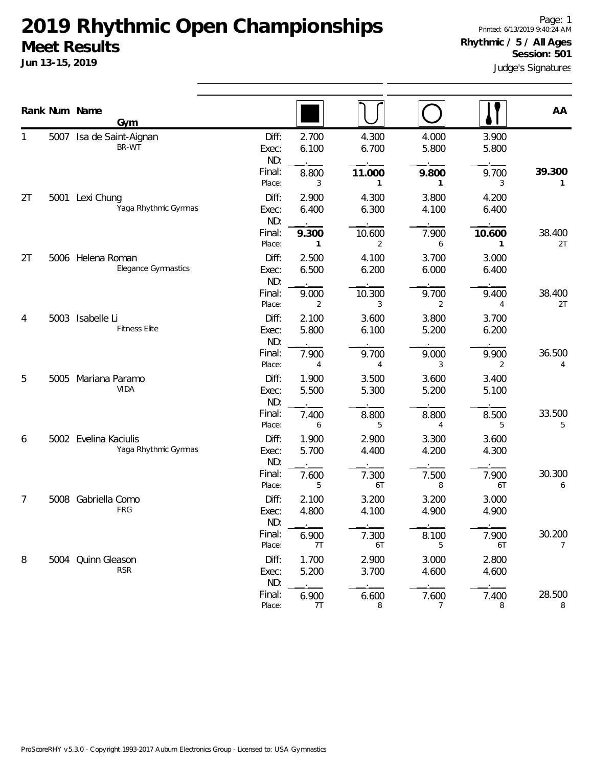# 2019 Rhythmic Open Championships

## Meet Results

**Jun 13-15, 2019**

Page: 1
Printed: 6/13/2019 9:40:24 AM

**Rhythmic / 5 / All Ages**
**Session: 501**

Judge's Signatures

| Rank | Num | Name / Gym | | Rope | Hoop | Ball | Clubs | AA |
|---|---|---|---|---|---|---|---|---|
| 1 | 5007 | Isa de Saint-Aignan / BR-WT | Diff: | 2.700 | 4.300 | 4.000 | 3.900 | |
| | | | Exec: | 6.100 | 6.700 | 5.800 | 5.800 | |
| | | | ND: | . | . | . | . | |
| | | | Final: | 8.800 | **11.000** | **9.800** | 9.700 | **39.300** |
| | | | Place: | 3 | **1** | **1** | 3 | **1** |
| 2T | 5001 | Lexi Chung / Yaga Rhythmic Gymnas | Diff: | 2.900 | 4.300 | 3.800 | 4.200 | |
| | | | Exec: | 6.400 | 6.300 | 4.100 | 6.400 | |
| | | | ND: | . | . | . | . | |
| | | | Final: | **9.300** | 10.600 | 7.900 | **10.600** | 38.400 |
| | | | Place: | **1** | 2 | 6 | **1** | 2T |
| 2T | 5006 | Helena Roman / Elegance Gymnastics | Diff: | 2.500 | 4.100 | 3.700 | 3.000 | |
| | | | Exec: | 6.500 | 6.200 | 6.000 | 6.400 | |
| | | | ND: | . | . | . | . | |
| | | | Final: | 9.000 | 10.300 | 9.700 | 9.400 | 38.400 |
| | | | Place: | 2 | 3 | 2 | 4 | 2T |
| 4 | 5003 | Isabelle Li / Fitness Elite | Diff: | 2.100 | 3.600 | 3.800 | 3.700 | |
| | | | Exec: | 5.800 | 6.100 | 5.200 | 6.200 | |
| | | | ND: | . | . | . | . | |
| | | | Final: | 7.900 | 9.700 | 9.000 | 9.900 | 36.500 |
| | | | Place: | 4 | 4 | 3 | 2 | 4 |
| 5 | 5005 | Mariana Paramo / VIDA | Diff: | 1.900 | 3.500 | 3.600 | 3.400 | |
| | | | Exec: | 5.500 | 5.300 | 5.200 | 5.100 | |
| | | | ND: | . | . | . | . | |
| | | | Final: | 7.400 | 8.800 | 8.800 | 8.500 | 33.500 |
| | | | Place: | 6 | 5 | 4 | 5 | 5 |
| 6 | 5002 | Evelina Kaciulis / Yaga Rhythmic Gymnas | Diff: | 1.900 | 2.900 | 3.300 | 3.600 | |
| | | | Exec: | 5.700 | 4.400 | 4.200 | 4.300 | |
| | | | ND: | . | . | . | . | |
| | | | Final: | 7.600 | 7.300 | 7.500 | 7.900 | 30.300 |
| | | | Place: | 5 | 6T | 8 | 6T | 6 |
| 7 | 5008 | Gabriella Como / FRG | Diff: | 2.100 | 3.200 | 3.200 | 3.000 | |
| | | | Exec: | 4.800 | 4.100 | 4.900 | 4.900 | |
| | | | ND: | . | . | . | . | |
| | | | Final: | 6.900 | 7.300 | 8.100 | 7.900 | 30.200 |
| | | | Place: | 7T | 6T | 5 | 6T | 7 |
| 8 | 5004 | Quinn Gleason / RSR | Diff: | 1.700 | 2.900 | 3.000 | 2.800 | |
| | | | Exec: | 5.200 | 3.700 | 4.600 | 4.600 | |
| | | | ND: | . | . | . | . | |
| | | | Final: | 6.900 | 6.600 | 7.600 | 7.400 | 28.500 |
| | | | Place: | 7T | 8 | 7 | 8 | 8 |

ProScoreRHY v5.3.0 - Copyright 1993-2017 Auburn Electronics Group - Licensed to: USA Gymnastics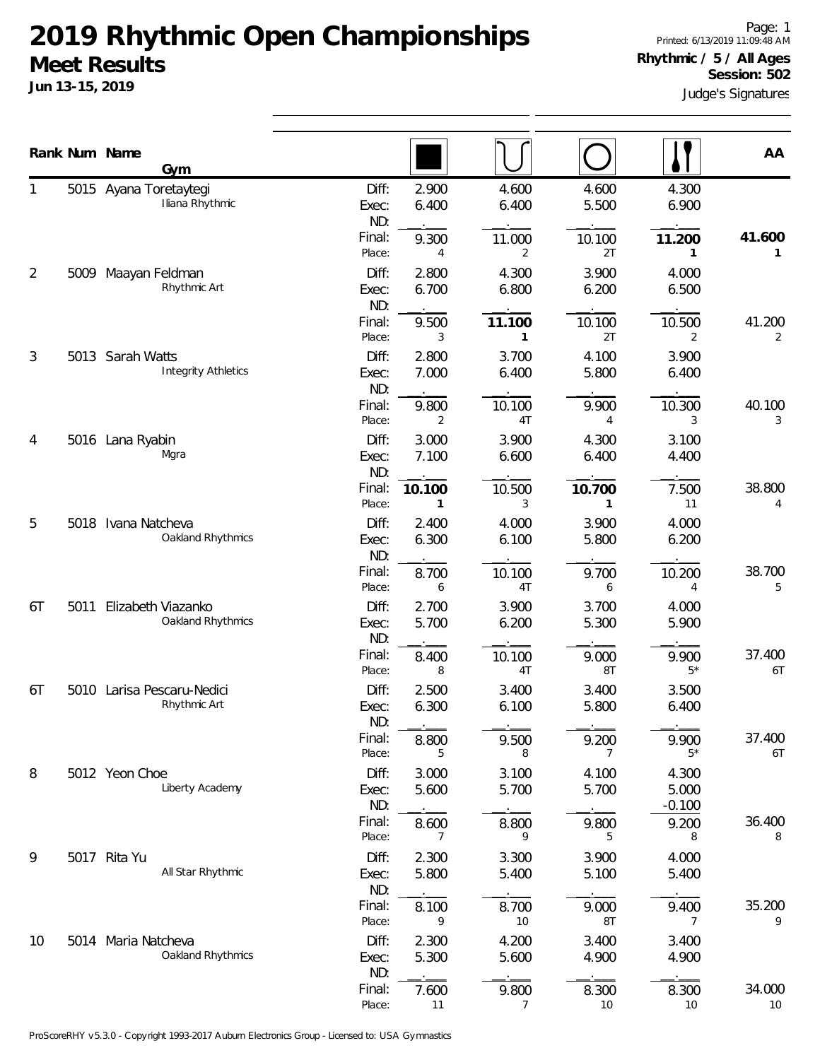# 2019 Rhythmic Open Championships

## Meet Results

**Jun 13-15, 2019**

Page: 1
Printed: 6/13/2019 11:09:48 AM

**Rhythmic / 5 / All Ages**
**Session: 502**

Judge's Signatures

| Rank | Num | Name / Gym | | Rope | Hoop | Ball | Clubs | AA |
|---|---|---|---|---|---|---|---|---|
| 1 | 5015 | Ayana Toretaytegi | Diff: | 2.900 | 4.600 | 4.600 | 4.300 | |
| | | Iliana Rhythmic | Exec: | 6.400 | 6.400 | 5.500 | 6.900 | |
| | | | ND: | | | | | |
| | | | Final: | 9.300 | 11.000 | 10.100 | **11.200** | **41.600** |
| | | | Place: | 4 | 2 | 2T | **1** | **1** |
| 2 | 5009 | Maayan Feldman | Diff: | 2.800 | 4.300 | 3.900 | 4.000 | |
| | | Rhythmic Art | Exec: | 6.700 | 6.800 | 6.200 | 6.500 | |
| | | | ND: | | | | | |
| | | | Final: | 9.500 | **11.100** | 10.100 | 10.500 | 41.200 |
| | | | Place: | 3 | **1** | 2T | 2 | 2 |
| 3 | 5013 | Sarah Watts | Diff: | 2.800 | 3.700 | 4.100 | 3.900 | |
| | | Integrity Athletics | Exec: | 7.000 | 6.400 | 5.800 | 6.400 | |
| | | | ND: | | | | | |
| | | | Final: | 9.800 | 10.100 | 9.900 | 10.300 | 40.100 |
| | | | Place: | 2 | 4T | 4 | 3 | 3 |
| 4 | 5016 | Lana Ryabin | Diff: | 3.000 | 3.900 | 4.300 | 3.100 | |
| | | Mgra | Exec: | 7.100 | 6.600 | 6.400 | 4.400 | |
| | | | ND: | | | | | |
| | | | Final: | **10.100** | 10.500 | **10.700** | 7.500 | 38.800 |
| | | | Place: | **1** | 3 | **1** | 11 | 4 |
| 5 | 5018 | Ivana Natcheva | Diff: | 2.400 | 4.000 | 3.900 | 4.000 | |
| | | Oakland Rhythmics | Exec: | 6.300 | 6.100 | 5.800 | 6.200 | |
| | | | ND: | | | | | |
| | | | Final: | 8.700 | 10.100 | 9.700 | 10.200 | 38.700 |
| | | | Place: | 6 | 4T | 6 | 4 | 5 |
| 6T | 5011 | Elizabeth Viazanko | Diff: | 2.700 | 3.900 | 3.700 | 4.000 | |
| | | Oakland Rhythmics | Exec: | 5.700 | 6.200 | 5.300 | 5.900 | |
| | | | ND: | | | | | |
| | | | Final: | 8.400 | 10.100 | 9.000 | 9.900 | 37.400 |
| | | | Place: | 8 | 4T | 8T | 5* | 6T |
| 6T | 5010 | Larisa Pescaru-Nedici | Diff: | 2.500 | 3.400 | 3.400 | 3.500 | |
| | | Rhythmic Art | Exec: | 6.300 | 6.100 | 5.800 | 6.400 | |
| | | | ND: | | | | | |
| | | | Final: | 8.800 | 9.500 | 9.200 | 9.900 | 37.400 |
| | | | Place: | 5 | 8 | 7 | 5* | 6T |
| 8 | 5012 | Yeon Choe | Diff: | 3.000 | 3.100 | 4.100 | 4.300 | |
| | | Liberty Academy | Exec: | 5.600 | 5.700 | 5.700 | 5.000 | |
| | | | ND: | | | | -0.100 | |
| | | | Final: | 8.600 | 8.800 | 9.800 | 9.200 | 36.400 |
| | | | Place: | 7 | 9 | 5 | 8 | 8 |
| 9 | 5017 | Rita Yu | Diff: | 2.300 | 3.300 | 3.900 | 4.000 | |
| | | All Star Rhythmic | Exec: | 5.800 | 5.400 | 5.100 | 5.400 | |
| | | | ND: | | | | | |
| | | | Final: | 8.100 | 8.700 | 9.000 | 9.400 | 35.200 |
| | | | Place: | 9 | 10 | 8T | 7 | 9 |
| 10 | 5014 | Maria Natcheva | Diff: | 2.300 | 4.200 | 3.400 | 3.400 | |
| | | Oakland Rhythmics | Exec: | 5.300 | 5.600 | 4.900 | 4.900 | |
| | | | ND: | | | | | |
| | | | Final: | 7.600 | 9.800 | 8.300 | 8.300 | 34.000 |
| | | | Place: | 11 | 7 | 10 | 10 | 10 |

ProScoreRHY v5.3.0 - Copyright 1993-2017 Auburn Electronics Group - Licensed to: USA Gymnastics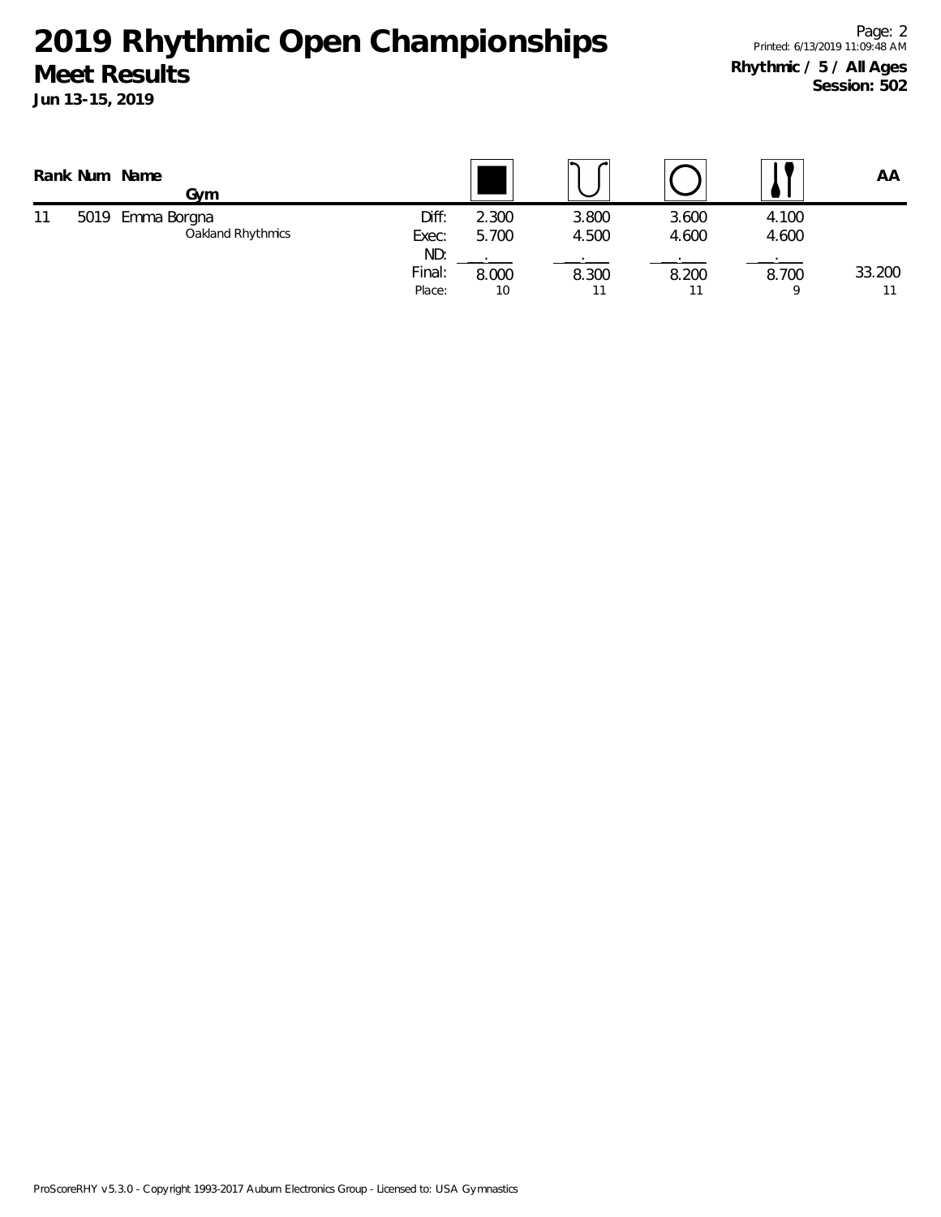# 2019 Rhythmic Open Championships

## Meet Results

**Jun 13-15, 2019**

**Rhythmic / 5 / All Ages**
**Session: 502**

| Rank | Num | Name / Gym | | Rope | Ball | Hoop | Clubs | AA |
|---|---|---|---|---|---|---|---|---|
| 11 | 5019 | Emma Borgna | Diff: | 2.300 | 3.800 | 3.600 | 4.100 | |
| | | Oakland Rhythmics | Exec: | 5.700 | 4.500 | 4.600 | 4.600 | |
| | | | ND: | . | . | . | . | |
| | | | Final: | 8.000 | 8.300 | 8.200 | 8.700 | 33.200 |
| | | | Place: | 10 | 11 | 11 | 9 | 11 |

ProScoreRHY v5.3.0 - Copyright 1993-2017 Auburn Electronics Group - Licensed to: USA Gymnastics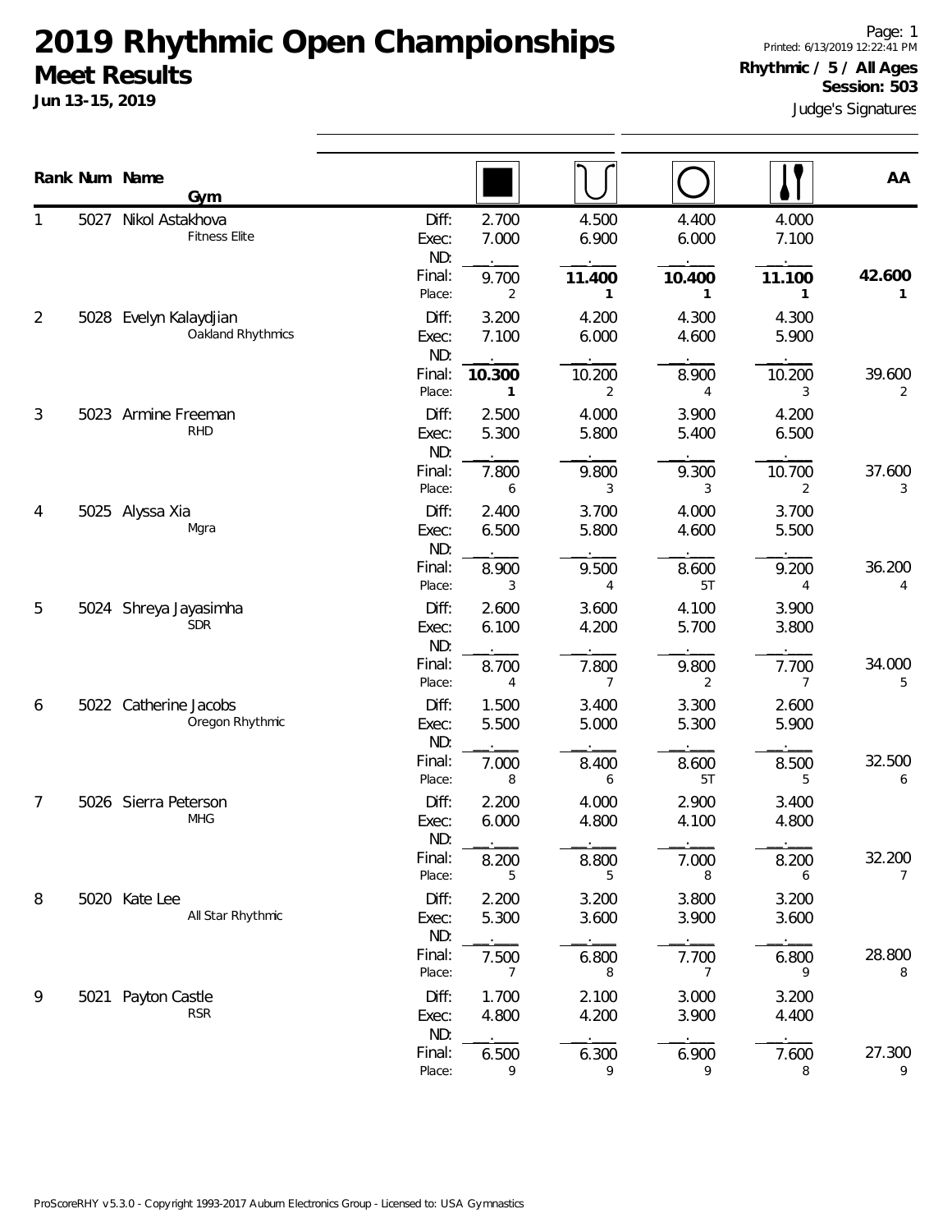# 2019 Rhythmic Open Championships

## Meet Results

**Jun 13-15, 2019**

Page: 1
Printed: 6/13/2019 12:22:41 PM
**Rhythmic / 5 / All Ages**
**Session: 503**
Judge's Signatures

| Rank | Num | Name / Gym | | Rope | Hoop | Ball | Clubs | AA |
|---|---|---|---|---|---|---|---|---|
| 1 | 5027 | Nikol Astakhova<br>Fitness Elite | Diff: | 2.700 | 4.500 | 4.400 | 4.000 | |
| | | | Exec: | 7.000 | 6.900 | 6.000 | 7.100 | |
| | | | ND: | . | . | . | . | |
| | | | Final: | 9.700 | **11.400** | **10.400** | **11.100** | **42.600** |
| | | | Place: | 2 | **1** | **1** | **1** | **1** |
| 2 | 5028 | Evelyn Kalaydjian<br>Oakland Rhythmics | Diff: | 3.200 | 4.200 | 4.300 | 4.300 | |
| | | | Exec: | 7.100 | 6.000 | 4.600 | 5.900 | |
| | | | ND: | . | . | . | . | |
| | | | Final: | **10.300** | 10.200 | 8.900 | 10.200 | 39.600 |
| | | | Place: | **1** | 2 | 4 | 3 | 2 |
| 3 | 5023 | Armine Freeman<br>RHD | Diff: | 2.500 | 4.000 | 3.900 | 4.200 | |
| | | | Exec: | 5.300 | 5.800 | 5.400 | 6.500 | |
| | | | ND: | . | . | . | . | |
| | | | Final: | 7.800 | 9.800 | 9.300 | 10.700 | 37.600 |
| | | | Place: | 6 | 3 | 3 | 2 | 3 |
| 4 | 5025 | Alyssa Xia<br>Mgra | Diff: | 2.400 | 3.700 | 4.000 | 3.700 | |
| | | | Exec: | 6.500 | 5.800 | 4.600 | 5.500 | |
| | | | ND: | . | . | . | . | |
| | | | Final: | 8.900 | 9.500 | 8.600 | 9.200 | 36.200 |
| | | | Place: | 3 | 4 | 5T | 4 | 4 |
| 5 | 5024 | Shreya Jayasimha<br>SDR | Diff: | 2.600 | 3.600 | 4.100 | 3.900 | |
| | | | Exec: | 6.100 | 4.200 | 5.700 | 3.800 | |
| | | | ND: | . | . | . | . | |
| | | | Final: | 8.700 | 7.800 | 9.800 | 7.700 | 34.000 |
| | | | Place: | 4 | 7 | 2 | 7 | 5 |
| 6 | 5022 | Catherine Jacobs<br>Oregon Rhythmic | Diff: | 1.500 | 3.400 | 3.300 | 2.600 | |
| | | | Exec: | 5.500 | 5.000 | 5.300 | 5.900 | |
| | | | ND: | . | . | . | . | |
| | | | Final: | 7.000 | 8.400 | 8.600 | 8.500 | 32.500 |
| | | | Place: | 8 | 6 | 5T | 5 | 6 |
| 7 | 5026 | Sierra Peterson<br>MHG | Diff: | 2.200 | 4.000 | 2.900 | 3.400 | |
| | | | Exec: | 6.000 | 4.800 | 4.100 | 4.800 | |
| | | | ND: | . | . | . | . | |
| | | | Final: | 8.200 | 8.800 | 7.000 | 8.200 | 32.200 |
| | | | Place: | 5 | 5 | 8 | 6 | 7 |
| 8 | 5020 | Kate Lee<br>All Star Rhythmic | Diff: | 2.200 | 3.200 | 3.800 | 3.200 | |
| | | | Exec: | 5.300 | 3.600 | 3.900 | 3.600 | |
| | | | ND: | . | . | . | . | |
| | | | Final: | 7.500 | 6.800 | 7.700 | 6.800 | 28.800 |
| | | | Place: | 7 | 8 | 7 | 9 | 8 |
| 9 | 5021 | Payton Castle<br>RSR | Diff: | 1.700 | 2.100 | 3.000 | 3.200 | |
| | | | Exec: | 4.800 | 4.200 | 3.900 | 4.400 | |
| | | | ND: | . | . | . | . | |
| | | | Final: | 6.500 | 6.300 | 6.900 | 7.600 | 27.300 |
| | | | Place: | 9 | 9 | 9 | 8 | 9 |

ProScoreRHY v5.3.0 - Copyright 1993-2017 Auburn Electronics Group - Licensed to: USA Gymnastics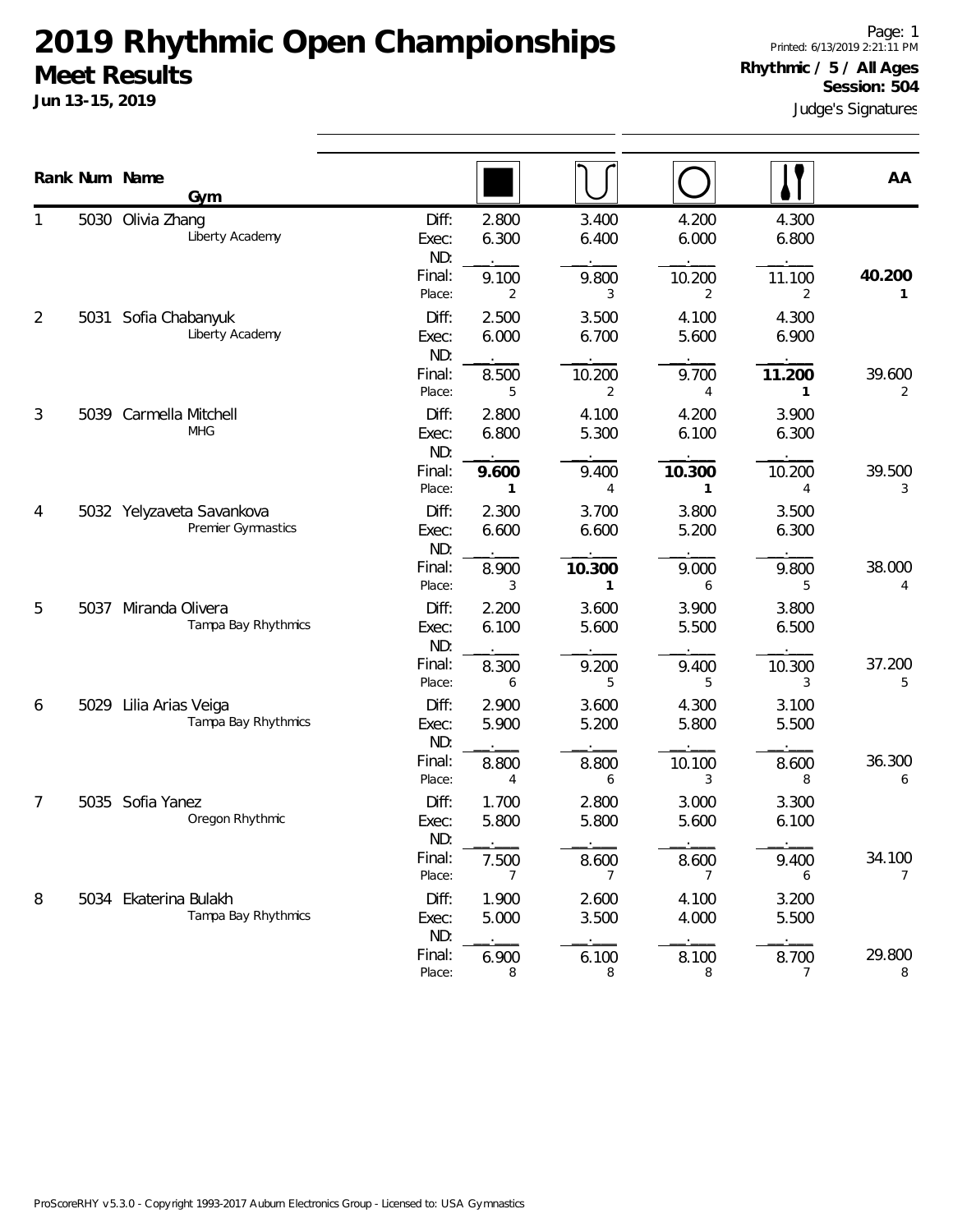# 2019 Rhythmic Open Championships

## Meet Results

**Jun 13-15, 2019**

Page: 1
Printed: 6/13/2019 2:21:11 PM

**Rhythmic / 5 / All Ages**
**Session: 504**

Judge's Signatures

| Rank | Num | Name / Gym | | Rope | Hoop | Ball | Clubs | AA |
|---|---|---|---|---|---|---|---|---|
| 1 | 5030 | Olivia Zhang<br>Liberty Academy | Diff: | 2.800 | 3.400 | 4.200 | 4.300 | |
| | | | Exec: | 6.300 | 6.400 | 6.000 | 6.800 | |
| | | | ND: | . | . | . | . | |
| | | | Final: | 9.100 | 9.800 | 10.200 | 11.100 | **40.200** |
| | | | Place: | 2 | 3 | 2 | 2 | **1** |
| 2 | 5031 | Sofia Chabanyuk<br>Liberty Academy | Diff: | 2.500 | 3.500 | 4.100 | 4.300 | |
| | | | Exec: | 6.000 | 6.700 | 5.600 | 6.900 | |
| | | | ND: | . | . | . | . | |
| | | | Final: | 8.500 | 10.200 | 9.700 | **11.200** | 39.600 |
| | | | Place: | 5 | 2 | 4 | **1** | 2 |
| 3 | 5039 | Carmella Mitchell<br>MHG | Diff: | 2.800 | 4.100 | 4.200 | 3.900 | |
| | | | Exec: | 6.800 | 5.300 | 6.100 | 6.300 | |
| | | | ND: | . | . | . | . | |
| | | | Final: | **9.600** | 9.400 | **10.300** | 10.200 | 39.500 |
| | | | Place: | **1** | 4 | **1** | 4 | 3 |
| 4 | 5032 | Yelyzaveta Savankova<br>Premier Gymnastics | Diff: | 2.300 | 3.700 | 3.800 | 3.500 | |
| | | | Exec: | 6.600 | 6.600 | 5.200 | 6.300 | |
| | | | ND: | . | . | . | . | |
| | | | Final: | 8.900 | **10.300** | 9.000 | 9.800 | 38.000 |
| | | | Place: | 3 | **1** | 6 | 5 | 4 |
| 5 | 5037 | Miranda Olivera<br>Tampa Bay Rhythmics | Diff: | 2.200 | 3.600 | 3.900 | 3.800 | |
| | | | Exec: | 6.100 | 5.600 | 5.500 | 6.500 | |
| | | | ND: | . | . | . | . | |
| | | | Final: | 8.300 | 9.200 | 9.400 | 10.300 | 37.200 |
| | | | Place: | 6 | 5 | 5 | 3 | 5 |
| 6 | 5029 | Lilia Arias Veiga<br>Tampa Bay Rhythmics | Diff: | 2.900 | 3.600 | 4.300 | 3.100 | |
| | | | Exec: | 5.900 | 5.200 | 5.800 | 5.500 | |
| | | | ND: | . | . | . | . | |
| | | | Final: | 8.800 | 8.800 | 10.100 | 8.600 | 36.300 |
| | | | Place: | 4 | 6 | 3 | 8 | 6 |
| 7 | 5035 | Sofia Yanez<br>Oregon Rhythmic | Diff: | 1.700 | 2.800 | 3.000 | 3.300 | |
| | | | Exec: | 5.800 | 5.800 | 5.600 | 6.100 | |
| | | | ND: | . | . | . | . | |
| | | | Final: | 7.500 | 8.600 | 8.600 | 9.400 | 34.100 |
| | | | Place: | 7 | 7 | 7 | 6 | 7 |
| 8 | 5034 | Ekaterina Bulakh<br>Tampa Bay Rhythmics | Diff: | 1.900 | 2.600 | 4.100 | 3.200 | |
| | | | Exec: | 5.000 | 3.500 | 4.000 | 5.500 | |
| | | | ND: | . | . | . | . | |
| | | | Final: | 6.900 | 6.100 | 8.100 | 8.700 | 29.800 |
| | | | Place: | 8 | 8 | 8 | 7 | 8 |

ProScoreRHY v5.3.0 - Copyright 1993-2017 Auburn Electronics Group - Licensed to: USA Gymnastics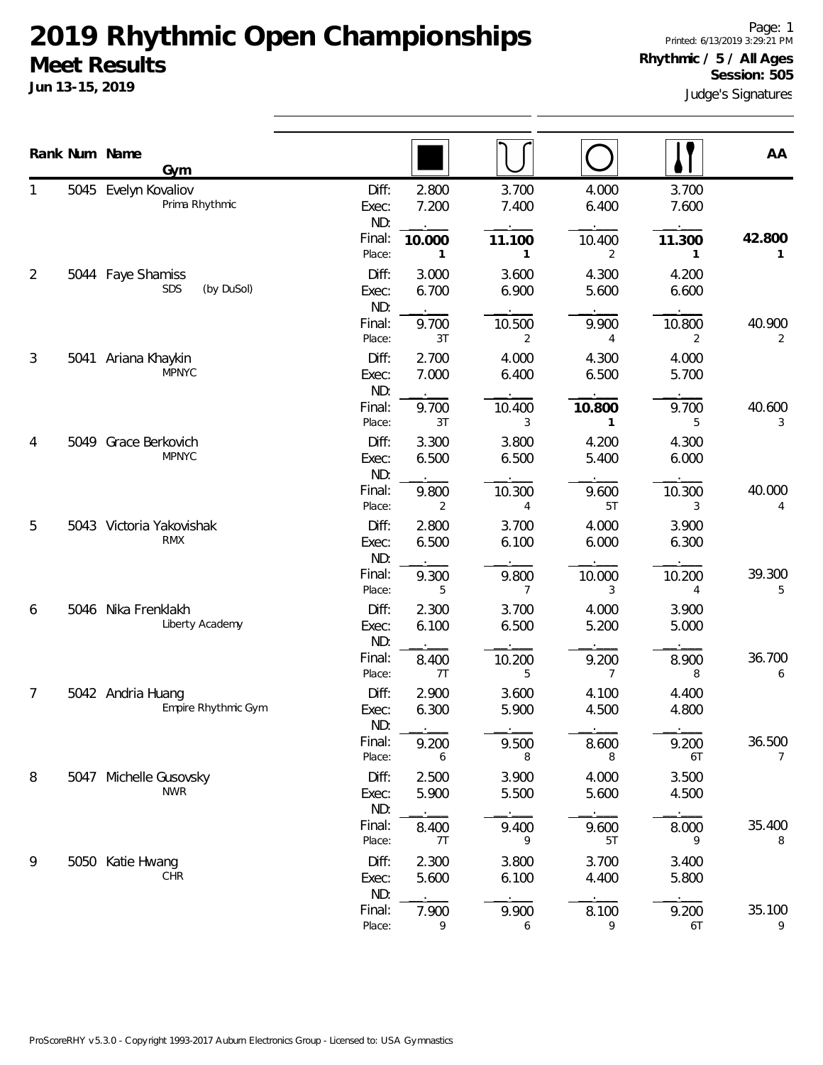# 2019 Rhythmic Open Championships

## Meet Results

**Jun 13-15, 2019**

Page: 1
Printed: 6/13/2019 3:29:21 PM

**Rhythmic / 5 / All Ages**
**Session: 505**

Judge's Signatures

| Rank | Num | Name / Gym | | Rope | Ball | Hoop | Clubs | AA |
|---|---|---|---|---|---|---|---|---|
| 1 | 5045 | Evelyn Kovaliov<br>Prima Rhythmic | Diff: | 2.800 | 3.700 | 4.000 | 3.700 | |
| | | | Exec: | 7.200 | 7.400 | 6.400 | 7.600 | |
| | | | ND: | . | . | . | . | |
| | | | Final: | **10.000** | **11.100** | 10.400 | **11.300** | **42.800** |
| | | | Place: | 1 | 1 | 2 | 1 | 1 |
| 2 | 5044 | Faye Shamiss<br>SDS (by DuSol) | Diff: | 3.000 | 3.600 | 4.300 | 4.200 | |
| | | | Exec: | 6.700 | 6.900 | 5.600 | 6.600 | |
| | | | ND: | . | . | . | . | |
| | | | Final: | 9.700 | 10.500 | 9.900 | 10.800 | 40.900 |
| | | | Place: | 3T | 2 | 4 | 2 | 2 |
| 3 | 5041 | Ariana Khaykin<br>MPNYC | Diff: | 2.700 | 4.000 | 4.300 | 4.000 | |
| | | | Exec: | 7.000 | 6.400 | 6.500 | 5.700 | |
| | | | ND: | . | . | . | . | |
| | | | Final: | 9.700 | 10.400 | **10.800** | 9.700 | 40.600 |
| | | | Place: | 3T | 3 | 1 | 5 | 3 |
| 4 | 5049 | Grace Berkovich<br>MPNYC | Diff: | 3.300 | 3.800 | 4.200 | 4.300 | |
| | | | Exec: | 6.500 | 6.500 | 5.400 | 6.000 | |
| | | | ND: | . | . | . | . | |
| | | | Final: | 9.800 | 10.300 | 9.600 | 10.300 | 40.000 |
| | | | Place: | 2 | 4 | 5T | 3 | 4 |
| 5 | 5043 | Victoria Yakovishak<br>RMX | Diff: | 2.800 | 3.700 | 4.000 | 3.900 | |
| | | | Exec: | 6.500 | 6.100 | 6.000 | 6.300 | |
| | | | ND: | . | . | . | . | |
| | | | Final: | 9.300 | 9.800 | 10.000 | 10.200 | 39.300 |
| | | | Place: | 5 | 7 | 3 | 4 | 5 |
| 6 | 5046 | Nika Frenklakh<br>Liberty Academy | Diff: | 2.300 | 3.700 | 4.000 | 3.900 | |
| | | | Exec: | 6.100 | 6.500 | 5.200 | 5.000 | |
| | | | ND: | . | . | . | . | |
| | | | Final: | 8.400 | 10.200 | 9.200 | 8.900 | 36.700 |
| | | | Place: | 7T | 5 | 7 | 8 | 6 |
| 7 | 5042 | Andria Huang<br>Empire Rhythmic Gym | Diff: | 2.900 | 3.600 | 4.100 | 4.400 | |
| | | | Exec: | 6.300 | 5.900 | 4.500 | 4.800 | |
| | | | ND: | . | . | . | . | |
| | | | Final: | 9.200 | 9.500 | 8.600 | 9.200 | 36.500 |
| | | | Place: | 6 | 8 | 8 | 6T | 7 |
| 8 | 5047 | Michelle Gusovsky<br>NWR | Diff: | 2.500 | 3.900 | 4.000 | 3.500 | |
| | | | Exec: | 5.900 | 5.500 | 5.600 | 4.500 | |
| | | | ND: | . | . | . | . | |
| | | | Final: | 8.400 | 9.400 | 9.600 | 8.000 | 35.400 |
| | | | Place: | 7T | 9 | 5T | 9 | 8 |
| 9 | 5050 | Katie Hwang<br>CHR | Diff: | 2.300 | 3.800 | 3.700 | 3.400 | |
| | | | Exec: | 5.600 | 6.100 | 4.400 | 5.800 | |
| | | | ND: | . | . | . | . | |
| | | | Final: | 7.900 | 9.900 | 8.100 | 9.200 | 35.100 |
| | | | Place: | 9 | 6 | 9 | 6T | 9 |

ProScoreRHY v5.3.0 - Copyright 1993-2017 Auburn Electronics Group - Licensed to: USA Gymnastics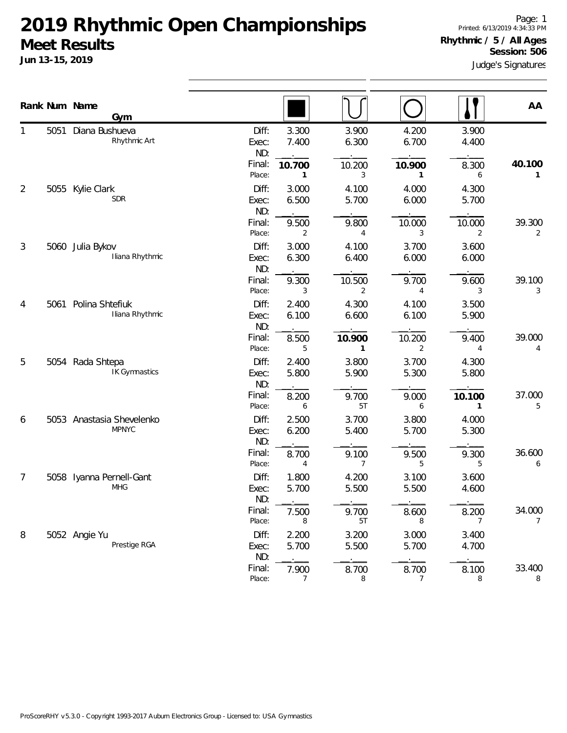# 2019 Rhythmic Open Championships

## Meet Results

**Jun 13-15, 2019**

Printed: 6/13/2019 4:34:33 PM

**Rhythmic / 5 / All Ages**
**Session: 506**

Judge's Signatures

| Rank | Num | Name / Gym | | Rope | Ball | Hoop | Clubs | AA |
|---|---|---|---|---|---|---|---|---|
| 1 | 5051 | Diana Bushueva<br>Rhythmic Art | Diff: | 3.300 | 3.900 | 4.200 | 3.900 | |
| | | | Exec: | 7.400 | 6.300 | 6.700 | 4.400 | |
| | | | ND: | . | . | . | . | |
| | | | Final: | **10.700** | 10.200 | **10.900** | 8.300 | **40.100** |
| | | | Place: | **1** | 3 | **1** | 6 | **1** |
| 2 | 5055 | Kylie Clark<br>SDR | Diff: | 3.000 | 4.100 | 4.000 | 4.300 | |
| | | | Exec: | 6.500 | 5.700 | 6.000 | 5.700 | |
| | | | ND: | . | . | . | . | |
| | | | Final: | 9.500 | 9.800 | 10.000 | 10.000 | 39.300 |
| | | | Place: | 2 | 4 | 3 | 2 | 2 |
| 3 | 5060 | Julia Bykov<br>Iliana Rhythmic | Diff: | 3.000 | 4.100 | 3.700 | 3.600 | |
| | | | Exec: | 6.300 | 6.400 | 6.000 | 6.000 | |
| | | | ND: | . | . | . | . | |
| | | | Final: | 9.300 | 10.500 | 9.700 | 9.600 | 39.100 |
| | | | Place: | 3 | 2 | 4 | 3 | 3 |
| 4 | 5061 | Polina Shtefiuk<br>Iliana Rhythmic | Diff: | 2.400 | 4.300 | 4.100 | 3.500 | |
| | | | Exec: | 6.100 | 6.600 | 6.100 | 5.900 | |
| | | | ND: | . | . | . | . | |
| | | | Final: | 8.500 | **10.900** | 10.200 | 9.400 | 39.000 |
| | | | Place: | 5 | **1** | 2 | 4 | 4 |
| 5 | 5054 | Rada Shtepa<br>IK Gymnastics | Diff: | 2.400 | 3.800 | 3.700 | 4.300 | |
| | | | Exec: | 5.800 | 5.900 | 5.300 | 5.800 | |
| | | | ND: | . | . | . | . | |
| | | | Final: | 8.200 | 9.700 | 9.000 | **10.100** | 37.000 |
| | | | Place: | 6 | 5T | 6 | **1** | 5 |
| 6 | 5053 | Anastasia Shevelenko<br>MPNYC | Diff: | 2.500 | 3.700 | 3.800 | 4.000 | |
| | | | Exec: | 6.200 | 5.400 | 5.700 | 5.300 | |
| | | | ND: | . | . | . | . | |
| | | | Final: | 8.700 | 9.100 | 9.500 | 9.300 | 36.600 |
| | | | Place: | 4 | 7 | 5 | 5 | 6 |
| 7 | 5058 | Iyanna Pernell-Gant<br>MHG | Diff: | 1.800 | 4.200 | 3.100 | 3.600 | |
| | | | Exec: | 5.700 | 5.500 | 5.500 | 4.600 | |
| | | | ND: | . | . | . | . | |
| | | | Final: | 7.500 | 9.700 | 8.600 | 8.200 | 34.000 |
| | | | Place: | 8 | 5T | 8 | 7 | 7 |
| 8 | 5052 | Angie Yu<br>Prestige RGA | Diff: | 2.200 | 3.200 | 3.000 | 3.400 | |
| | | | Exec: | 5.700 | 5.500 | 5.700 | 4.700 | |
| | | | ND: | . | . | . | . | |
| | | | Final: | 7.900 | 8.700 | 8.700 | 8.100 | 33.400 |
| | | | Place: | 7 | 8 | 7 | 8 | 8 |

ProScoreRHY v5.3.0 - Copyright 1993-2017 Auburn Electronics Group - Licensed to: USA Gymnastics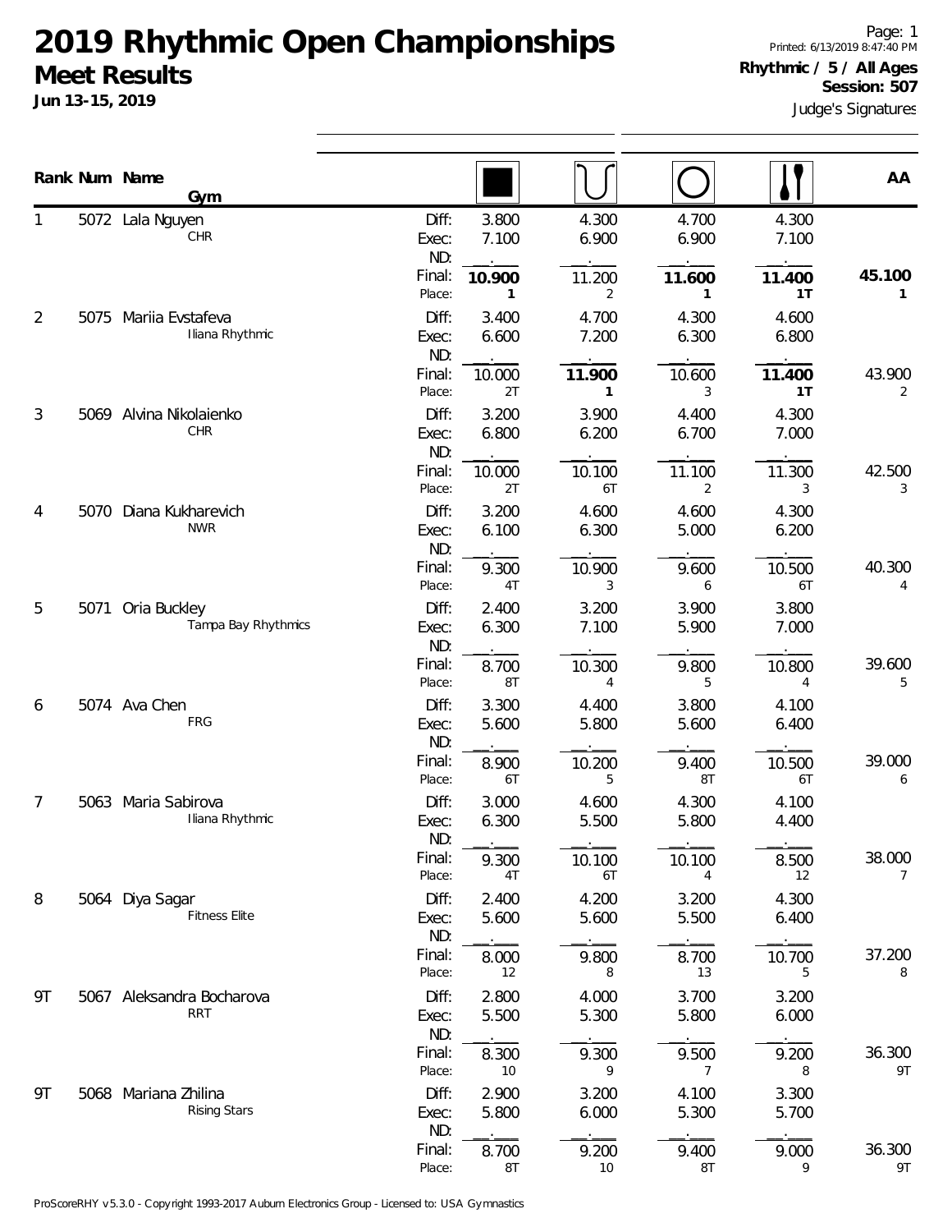# 2019 Rhythmic Open Championships

## Meet Results

**Jun 13-15, 2019**

Printed: 6/13/2019 8:47:40 PM

**Rhythmic / 5 / All Ages**
**Session: 507**

Judge's Signatures

| Rank | Num | Name / Gym | | Rope | Hoop | Ball | Clubs | AA |
|---|---|---|---|---|---|---|---|---|
| 1 | 5072 | Lala Nguyen / CHR | Diff: | 3.800 | 4.300 | 4.700 | 4.300 | |
| | | | Exec: | 7.100 | 6.900 | 6.900 | 7.100 | |
| | | | ND: | . | . | . | . | |
| | | | Final: | **10.900** | 11.200 | **11.600** | **11.400** | **45.100** |
| | | | Place: | 1 | 2 | 1 | 1T | 1 |
| 2 | 5075 | Mariia Evstafeva / Iliana Rhythmic | Diff: | 3.400 | 4.700 | 4.300 | 4.600 | |
| | | | Exec: | 6.600 | 7.200 | 6.300 | 6.800 | |
| | | | ND: | . | . | . | . | |
| | | | Final: | 10.000 | **11.900** | 10.600 | **11.400** | 43.900 |
| | | | Place: | 2T | 1 | 3 | 1T | 2 |
| 3 | 5069 | Alvina Nikolaienko / CHR | Diff: | 3.200 | 3.900 | 4.400 | 4.300 | |
| | | | Exec: | 6.800 | 6.200 | 6.700 | 7.000 | |
| | | | ND: | . | . | . | . | |
| | | | Final: | 10.000 | 10.100 | 11.100 | 11.300 | 42.500 |
| | | | Place: | 2T | 6T | 2 | 3 | 3 |
| 4 | 5070 | Diana Kukharevich / NWR | Diff: | 3.200 | 4.600 | 4.600 | 4.300 | |
| | | | Exec: | 6.100 | 6.300 | 5.000 | 6.200 | |
| | | | ND: | . | . | . | . | |
| | | | Final: | 9.300 | 10.900 | 9.600 | 10.500 | 40.300 |
| | | | Place: | 4T | 3 | 6 | 6T | 4 |
| 5 | 5071 | Oria Buckley / Tampa Bay Rhythmics | Diff: | 2.400 | 3.200 | 3.900 | 3.800 | |
| | | | Exec: | 6.300 | 7.100 | 5.900 | 7.000 | |
| | | | ND: | . | . | . | . | |
| | | | Final: | 8.700 | 10.300 | 9.800 | 10.800 | 39.600 |
| | | | Place: | 8T | 4 | 5 | 4 | 5 |
| 6 | 5074 | Ava Chen / FRG | Diff: | 3.300 | 4.400 | 3.800 | 4.100 | |
| | | | Exec: | 5.600 | 5.800 | 5.600 | 6.400 | |
| | | | ND: | . | . | . | . | |
| | | | Final: | 8.900 | 10.200 | 9.400 | 10.500 | 39.000 |
| | | | Place: | 6T | 5 | 8T | 6T | 6 |
| 7 | 5063 | Maria Sabirova / Iliana Rhythmic | Diff: | 3.000 | 4.600 | 4.300 | 4.100 | |
| | | | Exec: | 6.300 | 5.500 | 5.800 | 4.400 | |
| | | | ND: | . | . | . | . | |
| | | | Final: | 9.300 | 10.100 | 10.100 | 8.500 | 38.000 |
| | | | Place: | 4T | 6T | 4 | 12 | 7 |
| 8 | 5064 | Diya Sagar / Fitness Elite | Diff: | 2.400 | 4.200 | 3.200 | 4.300 | |
| | | | Exec: | 5.600 | 5.600 | 5.500 | 6.400 | |
| | | | ND: | . | . | . | . | |
| | | | Final: | 8.000 | 9.800 | 8.700 | 10.700 | 37.200 |
| | | | Place: | 12 | 8 | 13 | 5 | 8 |
| 9T | 5067 | Aleksandra Bocharova / RRT | Diff: | 2.800 | 4.000 | 3.700 | 3.200 | |
| | | | Exec: | 5.500 | 5.300 | 5.800 | 6.000 | |
| | | | ND: | . | . | . | . | |
| | | | Final: | 8.300 | 9.300 | 9.500 | 9.200 | 36.300 |
| | | | Place: | 10 | 9 | 7 | 8 | 9T |
| 9T | 5068 | Mariana Zhilina / Rising Stars | Diff: | 2.900 | 3.200 | 4.100 | 3.300 | |
| | | | Exec: | 5.800 | 6.000 | 5.300 | 5.700 | |
| | | | ND: | . | . | . | . | |
| | | | Final: | 8.700 | 9.200 | 9.400 | 9.000 | 36.300 |
| | | | Place: | 8T | 10 | 8T | 9 | 9T |

ProScoreRHY v5.3.0 - Copyright 1993-2017 Auburn Electronics Group - Licensed to: USA Gymnastics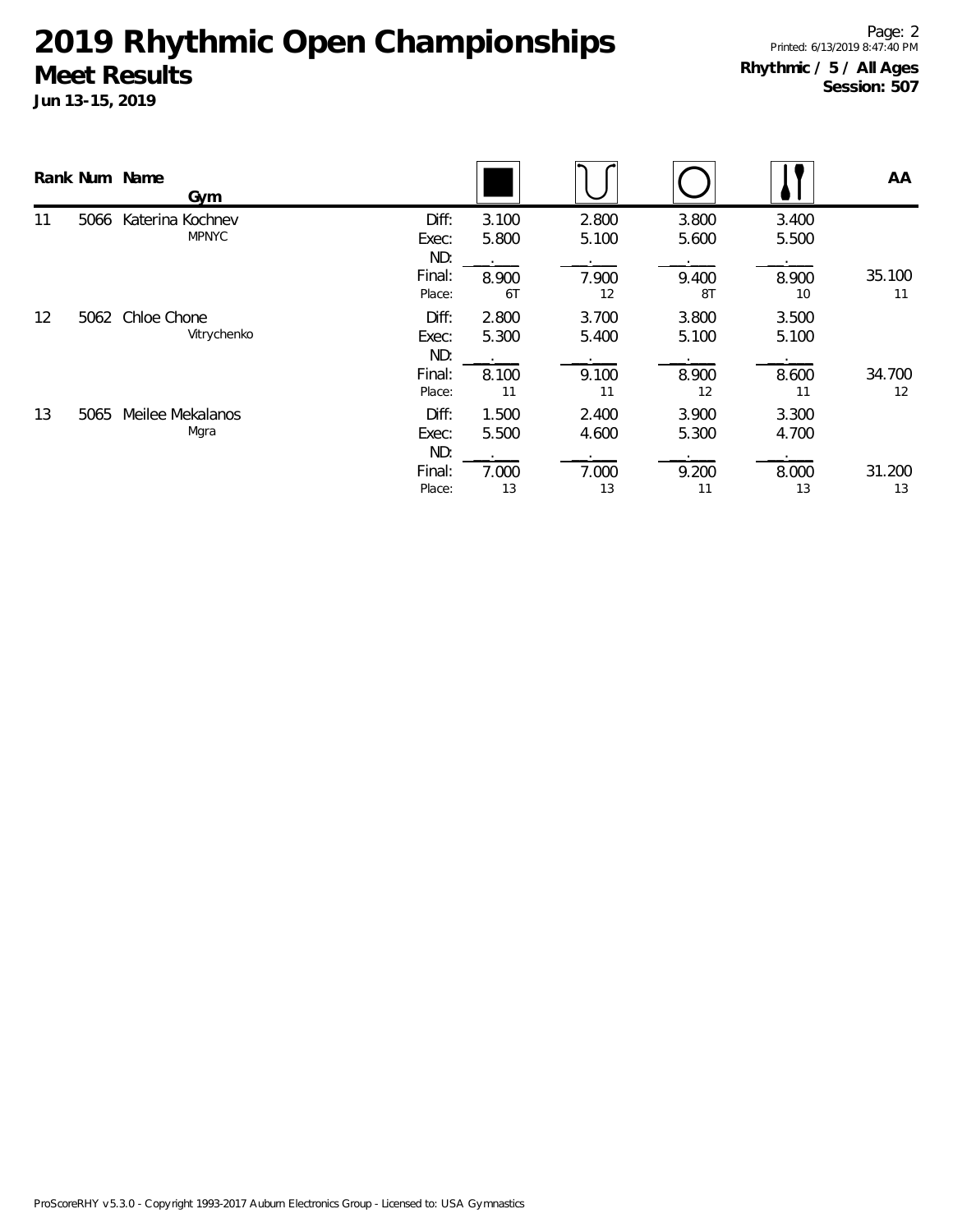# 2019 Rhythmic Open Championships

## Meet Results

**Jun 13-15, 2019**

**Rhythmic / 5 / All Ages**
**Session: 507**

| Rank | Num | Name / Gym | | Rope | Hoop | Ball | Clubs | AA |
|---|---|---|---|---|---|---|---|---|
| 11 | 5066 | Katerina Kochnev<br>MPNYC | Diff: | 3.100 | 2.800 | 3.800 | 3.400 | |
| | | | Exec: | 5.800 | 5.100 | 5.600 | 5.500 | |
| | | | ND: | . | . | . | . | |
| | | | Final: | 8.900 | 7.900 | 9.400 | 8.900 | 35.100 |
| | | | Place: | 6T | 12 | 8T | 10 | 11 |
| 12 | 5062 | Chloe Chone<br>Vitrychenko | Diff: | 2.800 | 3.700 | 3.800 | 3.500 | |
| | | | Exec: | 5.300 | 5.400 | 5.100 | 5.100 | |
| | | | ND: | . | . | . | . | |
| | | | Final: | 8.100 | 9.100 | 8.900 | 8.600 | 34.700 |
| | | | Place: | 11 | 11 | 12 | 11 | 12 |
| 13 | 5065 | Meilee Mekalanos<br>Mgra | Diff: | 1.500 | 2.400 | 3.900 | 3.300 | |
| | | | Exec: | 5.500 | 4.600 | 5.300 | 4.700 | |
| | | | ND: | . | . | . | . | |
| | | | Final: | 7.000 | 7.000 | 9.200 | 8.000 | 31.200 |
| | | | Place: | 13 | 13 | 11 | 13 | 13 |

ProScoreRHY v5.3.0 - Copyright 1993-2017 Auburn Electronics Group - Licensed to: USA Gymnastics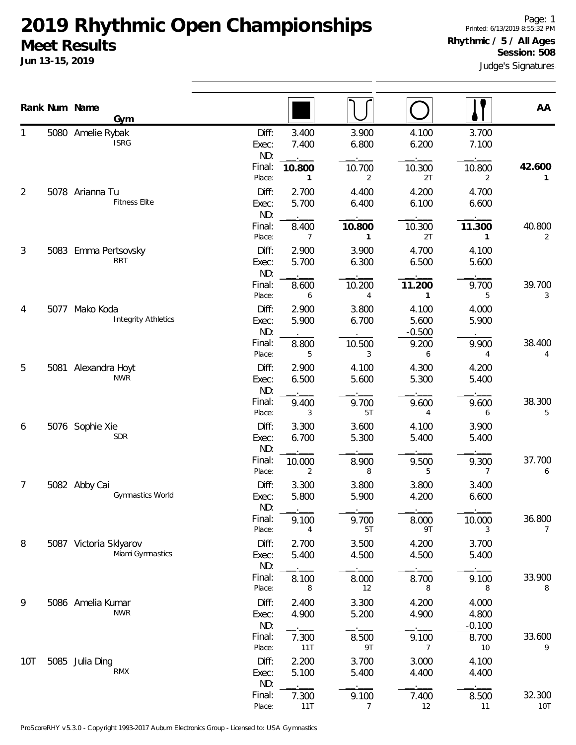# 2019 Rhythmic Open Championships

## Meet Results

**Jun 13-15, 2019**

Page: 1
Printed: 6/13/2019 8:55:32 PM
**Rhythmic / 5 / All Ages**
**Session: 508**
Judge's Signatures

| Rank | Num | Name / Gym | | Rope | Hoop | Ball | Clubs | AA |
|---|---|---|---|---|---|---|---|---|
| 1 | 5080 | Amelie Rybak / ISRG | Diff: | 3.400 | 3.900 | 4.100 | 3.700 | |
| | | | Exec: | 7.400 | 6.800 | 6.200 | 7.100 | |
| | | | ND: | | | | | |
| | | | Final: | **10.800** | 10.700 | 10.300 | 10.800 | **42.600** |
| | | | Place: | **1** | 2 | 2T | 2 | **1** |
| 2 | 5078 | Arianna Tu / Fitness Elite | Diff: | 2.700 | 4.400 | 4.200 | 4.700 | |
| | | | Exec: | 5.700 | 6.400 | 6.100 | 6.600 | |
| | | | ND: | | | | | |
| | | | Final: | 8.400 | **10.800** | 10.300 | **11.300** | 40.800 |
| | | | Place: | 7 | **1** | 2T | **1** | 2 |
| 3 | 5083 | Emma Pertsovsky / RRT | Diff: | 2.900 | 3.900 | 4.700 | 4.100 | |
| | | | Exec: | 5.700 | 6.300 | 6.500 | 5.600 | |
| | | | ND: | | | | | |
| | | | Final: | 8.600 | 10.200 | **11.200** | 9.700 | 39.700 |
| | | | Place: | 6 | 4 | **1** | 5 | 3 |
| 4 | 5077 | Mako Koda / Integrity Athletics | Diff: | 2.900 | 3.800 | 4.100 | 4.000 | |
| | | | Exec: | 5.900 | 6.700 | 5.600 | 5.900 | |
| | | | ND: | | | -0.500 | | |
| | | | Final: | 8.800 | 10.500 | 9.200 | 9.900 | 38.400 |
| | | | Place: | 5 | 3 | 6 | 4 | 4 |
| 5 | 5081 | Alexandra Hoyt / NWR | Diff: | 2.900 | 4.100 | 4.300 | 4.200 | |
| | | | Exec: | 6.500 | 5.600 | 5.300 | 5.400 | |
| | | | ND: | | | | | |
| | | | Final: | 9.400 | 9.700 | 9.600 | 9.600 | 38.300 |
| | | | Place: | 3 | 5T | 4 | 6 | 5 |
| 6 | 5076 | Sophie Xie / SDR | Diff: | 3.300 | 3.600 | 4.100 | 3.900 | |
| | | | Exec: | 6.700 | 5.300 | 5.400 | 5.400 | |
| | | | ND: | | | | | |
| | | | Final: | 10.000 | 8.900 | 9.500 | 9.300 | 37.700 |
| | | | Place: | 2 | 8 | 5 | 7 | 6 |
| 7 | 5082 | Abby Cai / Gymnastics World | Diff: | 3.300 | 3.800 | 3.800 | 3.400 | |
| | | | Exec: | 5.800 | 5.900 | 4.200 | 6.600 | |
| | | | ND: | | | | | |
| | | | Final: | 9.100 | 9.700 | 8.000 | 10.000 | 36.800 |
| | | | Place: | 4 | 5T | 9T | 3 | 7 |
| 8 | 5087 | Victoria Sklyarov / Miami Gymnastics | Diff: | 2.700 | 3.500 | 4.200 | 3.700 | |
| | | | Exec: | 5.400 | 4.500 | 4.500 | 5.400 | |
| | | | ND: | | | | | |
| | | | Final: | 8.100 | 8.000 | 8.700 | 9.100 | 33.900 |
| | | | Place: | 8 | 12 | 8 | 8 | 8 |
| 9 | 5086 | Amelia Kumar / NWR | Diff: | 2.400 | 3.300 | 4.200 | 4.000 | |
| | | | Exec: | 4.900 | 5.200 | 4.900 | 4.800 | |
| | | | ND: | | | | -0.100 | |
| | | | Final: | 7.300 | 8.500 | 9.100 | 8.700 | 33.600 |
| | | | Place: | 11T | 9T | 7 | 10 | 9 |
| 10T | 5085 | Julia Ding / RMX | Diff: | 2.200 | 3.700 | 3.000 | 4.100 | |
| | | | Exec: | 5.100 | 5.400 | 4.400 | 4.400 | |
| | | | ND: | | | | | |
| | | | Final: | 7.300 | 9.100 | 7.400 | 8.500 | 32.300 |
| | | | Place: | 11T | 7 | 12 | 11 | 10T |

ProScoreRHY v5.3.0 - Copyright 1993-2017 Auburn Electronics Group - Licensed to: USA Gymnastics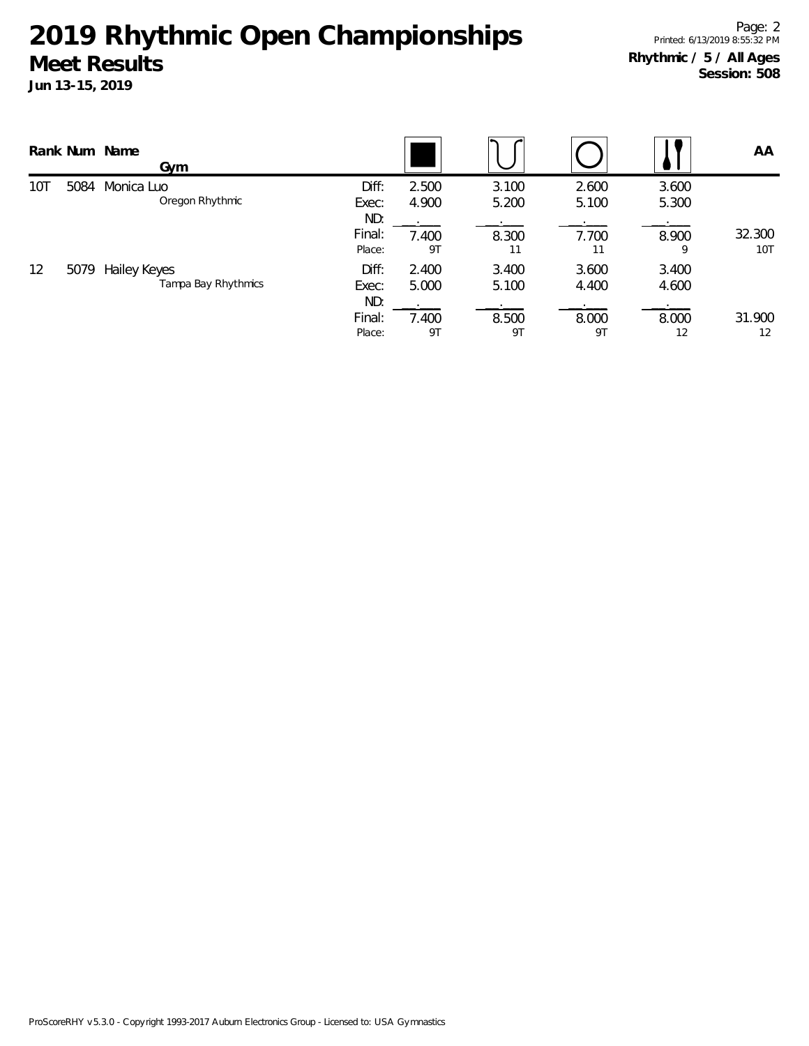# 2019 Rhythmic Open Championships

## Meet Results

**Jun 13-15, 2019**

Printed: 6/13/2019 8:55:32 PM

**Rhythmic / 5 / All Ages**
**Session: 508**

| Rank | Num | Name / Gym | | Rope | Ball | Hoop | Clubs | AA |
|---|---|---|---|---|---|---|---|---|
| 10T | 5084 | Monica Luo | Diff: | 2.500 | 3.100 | 2.600 | 3.600 | |
| | | Oregon Rhythmic | Exec: | 4.900 | 5.200 | 5.100 | 5.300 | |
| | | | ND: | . | . | . | . | |
| | | | Final: | 7.400 | 8.300 | 7.700 | 8.900 | 32.300 |
| | | | Place: | 9T | 11 | 11 | 9 | 10T |
| 12 | 5079 | Hailey Keyes | Diff: | 2.400 | 3.400 | 3.600 | 3.400 | |
| | | Tampa Bay Rhythmics | Exec: | 5.000 | 5.100 | 4.400 | 4.600 | |
| | | | ND: | . | . | . | . | |
| | | | Final: | 7.400 | 8.500 | 8.000 | 8.000 | 31.900 |
| | | | Place: | 9T | 9T | 9T | 12 | 12 |

ProScoreRHY v5.3.0 - Copyright 1993-2017 Auburn Electronics Group - Licensed to: USA Gymnastics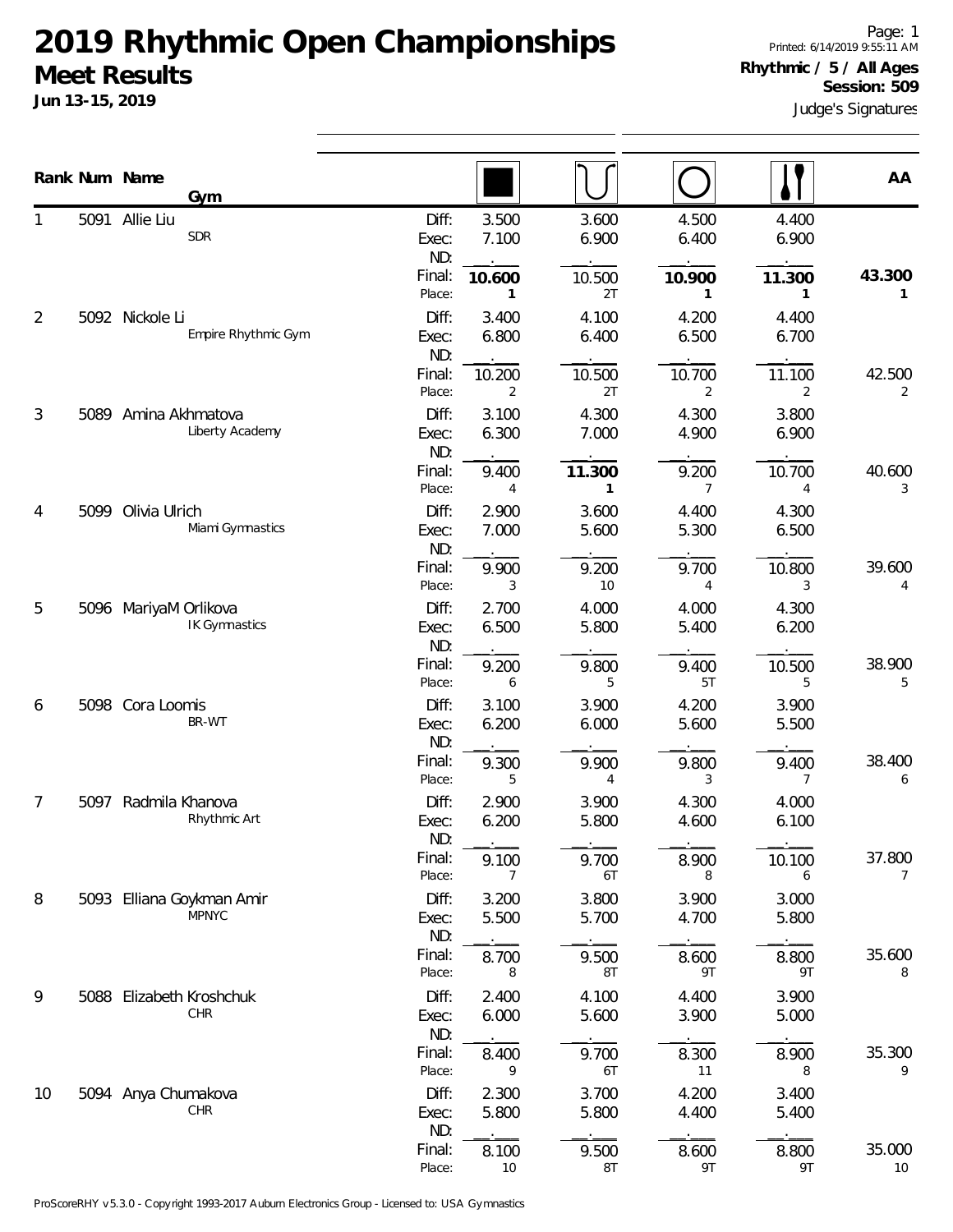# 2019 Rhythmic Open Championships

## Meet Results

**Jun 13-15, 2019**

Printed: 6/14/2019 9:55:11 AM

**Rhythmic / 5 / All Ages**

**Session: 509**

Judge's Signatures

| Rank | Num | Name / Gym | | Rope | Ball | Hoop | Clubs | AA |
|---|---|---|---|---|---|---|---|---|
| 1 | 5091 | Allie Liu | Diff: | 3.500 | 3.600 | 4.500 | 4.400 | |
| | | SDR | Exec: | 7.100 | 6.900 | 6.400 | 6.900 | |
| | | | ND: | . | . | . | . | |
| | | | Final: | **10.600** | 10.500 | **10.900** | **11.300** | **43.300** |
| | | | Place: | **1** | 2T | **1** | **1** | **1** |
| 2 | 5092 | Nickole Li | Diff: | 3.400 | 4.100 | 4.200 | 4.400 | |
| | | Empire Rhythmic Gym | Exec: | 6.800 | 6.400 | 6.500 | 6.700 | |
| | | | ND: | . | . | . | . | |
| | | | Final: | 10.200 | 10.500 | 10.700 | 11.100 | 42.500 |
| | | | Place: | 2 | 2T | 2 | 2 | 2 |
| 3 | 5089 | Amina Akhmatova | Diff: | 3.100 | 4.300 | 4.300 | 3.800 | |
| | | Liberty Academy | Exec: | 6.300 | 7.000 | 4.900 | 6.900 | |
| | | | ND: | . | . | . | . | |
| | | | Final: | 9.400 | **11.300** | 9.200 | 10.700 | 40.600 |
| | | | Place: | 4 | **1** | 7 | 4 | 3 |
| 4 | 5099 | Olivia Ulrich | Diff: | 2.900 | 3.600 | 4.400 | 4.300 | |
| | | Miami Gymnastics | Exec: | 7.000 | 5.600 | 5.300 | 6.500 | |
| | | | ND: | . | . | . | . | |
| | | | Final: | 9.900 | 9.200 | 9.700 | 10.800 | 39.600 |
| | | | Place: | 3 | 10 | 4 | 3 | 4 |
| 5 | 5096 | MariyaM Orlikova | Diff: | 2.700 | 4.000 | 4.000 | 4.300 | |
| | | IK Gymnastics | Exec: | 6.500 | 5.800 | 5.400 | 6.200 | |
| | | | ND: | . | . | . | . | |
| | | | Final: | 9.200 | 9.800 | 9.400 | 10.500 | 38.900 |
| | | | Place: | 6 | 5 | 5T | 5 | 5 |
| 6 | 5098 | Cora Loomis | Diff: | 3.100 | 3.900 | 4.200 | 3.900 | |
| | | BR-WT | Exec: | 6.200 | 6.000 | 5.600 | 5.500 | |
| | | | ND: | . | . | . | . | |
| | | | Final: | 9.300 | 9.900 | 9.800 | 9.400 | 38.400 |
| | | | Place: | 5 | 4 | 3 | 7 | 6 |
| 7 | 5097 | Radmila Khanova | Diff: | 2.900 | 3.900 | 4.300 | 4.000 | |
| | | Rhythmic Art | Exec: | 6.200 | 5.800 | 4.600 | 6.100 | |
| | | | ND: | . | . | . | . | |
| | | | Final: | 9.100 | 9.700 | 8.900 | 10.100 | 37.800 |
| | | | Place: | 7 | 6T | 8 | 6 | 7 |
| 8 | 5093 | Elliana Goykman Amir | Diff: | 3.200 | 3.800 | 3.900 | 3.000 | |
| | | MPNYC | Exec: | 5.500 | 5.700 | 4.700 | 5.800 | |
| | | | ND: | . | . | . | . | |
| | | | Final: | 8.700 | 9.500 | 8.600 | 8.800 | 35.600 |
| | | | Place: | 8 | 8T | 9T | 9T | 8 |
| 9 | 5088 | Elizabeth Kroshchuk | Diff: | 2.400 | 4.100 | 4.400 | 3.900 | |
| | | CHR | Exec: | 6.000 | 5.600 | 3.900 | 5.000 | |
| | | | ND: | . | . | . | . | |
| | | | Final: | 8.400 | 9.700 | 8.300 | 8.900 | 35.300 |
| | | | Place: | 9 | 6T | 11 | 8 | 9 |
| 10 | 5094 | Anya Chumakova | Diff: | 2.300 | 3.700 | 4.200 | 3.400 | |
| | | CHR | Exec: | 5.800 | 5.800 | 4.400 | 5.400 | |
| | | | ND: | . | . | . | . | |
| | | | Final: | 8.100 | 9.500 | 8.600 | 8.800 | 35.000 |
| | | | Place: | 10 | 8T | 9T | 9T | 10 |

ProScoreRHY v5.3.0 - Copyright 1993-2017 Auburn Electronics Group - Licensed to: USA Gymnastics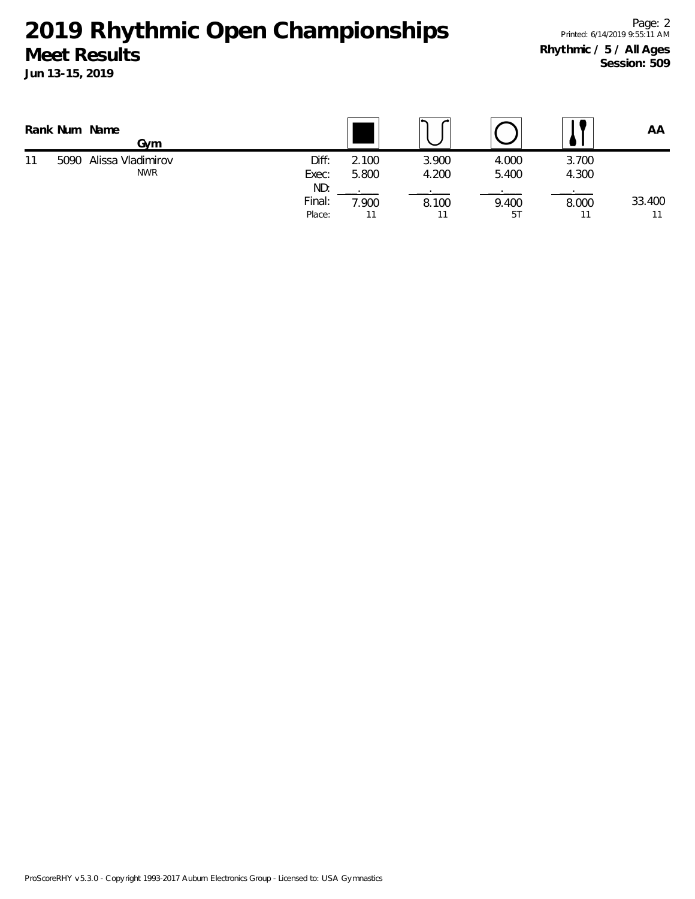# 2019 Rhythmic Open Championships

## Meet Results

**Jun 13-15, 2019**

**Rhythmic / 5 / All Ages**
**Session: 509**

| Rank | Num | Name / Gym | | Rope | Hoop | Ball | Clubs | AA |
|---|---|---|---|---|---|---|---|---|
| 11 | 5090 | Alissa Vladimirov | Diff: | 2.100 | 3.900 | 4.000 | 3.700 | |
| | | NWR | Exec: | 5.800 | 4.200 | 5.400 | 4.300 | |
| | | | ND: | . | . | . | . | |
| | | | Final: | 7.900 | 8.100 | 9.400 | 8.000 | 33.400 |
| | | | Place: | 11 | 11 | 5T | 11 | 11 |

ProScoreRHY v5.3.0 - Copyright 1993-2017 Auburn Electronics Group - Licensed to: USA Gymnastics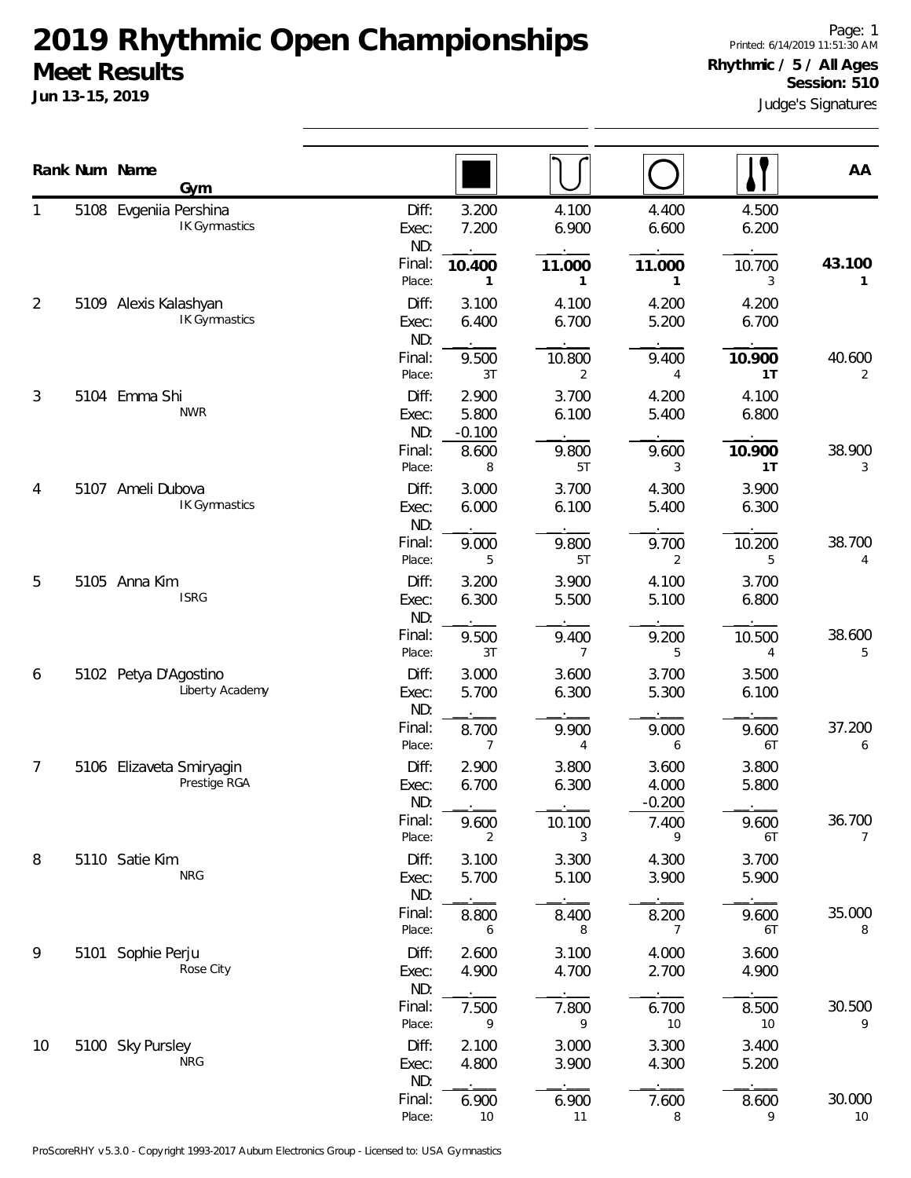# 2019 Rhythmic Open Championships

## Meet Results

**Jun 13-15, 2019**

**Rhythmic / 5 / All Ages**
**Session: 510**

Judge's Signatures

| Rank | Num | Name / Gym | | Rope | Hoop | Ball | Clubs | AA |
|---|---|---|---|---|---|---|---|---|
| 1 | 5108 | Evgeniia Pershina | Diff: | 3.200 | 4.100 | 4.400 | 4.500 | |
| | | IK Gymnastics | Exec: | 7.200 | 6.900 | 6.600 | 6.200 | |
| | | | ND: | | | | | |
| | | | Final: | **10.400** | **11.000** | **11.000** | 10.700 | **43.100** |
| | | | Place: | **1** | **1** | **1** | 3 | **1** |
| 2 | 5109 | Alexis Kalashyan | Diff: | 3.100 | 4.100 | 4.200 | 4.200 | |
| | | IK Gymnastics | Exec: | 6.400 | 6.700 | 5.200 | 6.700 | |
| | | | ND: | | | | | |
| | | | Final: | 9.500 | 10.800 | 9.400 | **10.900** | 40.600 |
| | | | Place: | 3T | 2 | 4 | **1T** | 2 |
| 3 | 5104 | Emma Shi | Diff: | 2.900 | 3.700 | 4.200 | 4.100 | |
| | | NWR | Exec: | 5.800 | 6.100 | 5.400 | 6.800 | |
| | | | ND: | -0.100 | | | | |
| | | | Final: | 8.600 | 9.800 | 9.600 | **10.900** | 38.900 |
| | | | Place: | 8 | 5T | 3 | **1T** | 3 |
| 4 | 5107 | Ameli Dubova | Diff: | 3.000 | 3.700 | 4.300 | 3.900 | |
| | | IK Gymnastics | Exec: | 6.000 | 6.100 | 5.400 | 6.300 | |
| | | | ND: | | | | | |
| | | | Final: | 9.000 | 9.800 | 9.700 | 10.200 | 38.700 |
| | | | Place: | 5 | 5T | 2 | 5 | 4 |
| 5 | 5105 | Anna Kim | Diff: | 3.200 | 3.900 | 4.100 | 3.700 | |
| | | ISRG | Exec: | 6.300 | 5.500 | 5.100 | 6.800 | |
| | | | ND: | | | | | |
| | | | Final: | 9.500 | 9.400 | 9.200 | 10.500 | 38.600 |
| | | | Place: | 3T | 7 | 5 | 4 | 5 |
| 6 | 5102 | Petya D'Agostino | Diff: | 3.000 | 3.600 | 3.700 | 3.500 | |
| | | Liberty Academy | Exec: | 5.700 | 6.300 | 5.300 | 6.100 | |
| | | | ND: | | | | | |
| | | | Final: | 8.700 | 9.900 | 9.000 | 9.600 | 37.200 |
| | | | Place: | 7 | 4 | 6 | 6T | 6 |
| 7 | 5106 | Elizaveta Smiryagin | Diff: | 2.900 | 3.800 | 3.600 | 3.800 | |
| | | Prestige RGA | Exec: | 6.700 | 6.300 | 4.000 | 5.800 | |
| | | | ND: | | | -0.200 | | |
| | | | Final: | 9.600 | 10.100 | 7.400 | 9.600 | 36.700 |
| | | | Place: | 2 | 3 | 9 | 6T | 7 |
| 8 | 5110 | Satie Kim | Diff: | 3.100 | 3.300 | 4.300 | 3.700 | |
| | | NRG | Exec: | 5.700 | 5.100 | 3.900 | 5.900 | |
| | | | ND: | | | | | |
| | | | Final: | 8.800 | 8.400 | 8.200 | 9.600 | 35.000 |
| | | | Place: | 6 | 8 | 7 | 6T | 8 |
| 9 | 5101 | Sophie Perju | Diff: | 2.600 | 3.100 | 4.000 | 3.600 | |
| | | Rose City | Exec: | 4.900 | 4.700 | 2.700 | 4.900 | |
| | | | ND: | | | | | |
| | | | Final: | 7.500 | 7.800 | 6.700 | 8.500 | 30.500 |
| | | | Place: | 9 | 9 | 10 | 10 | 9 |
| 10 | 5100 | Sky Pursley | Diff: | 2.100 | 3.000 | 3.300 | 3.400 | |
| | | NRG | Exec: | 4.800 | 3.900 | 4.300 | 5.200 | |
| | | | ND: | | | | | |
| | | | Final: | 6.900 | 6.900 | 7.600 | 8.600 | 30.000 |
| | | | Place: | 10 | 11 | 8 | 9 | 10 |

ProScoreRHY v5.3.0 - Copyright 1993-2017 Auburn Electronics Group - Licensed to: USA Gymnastics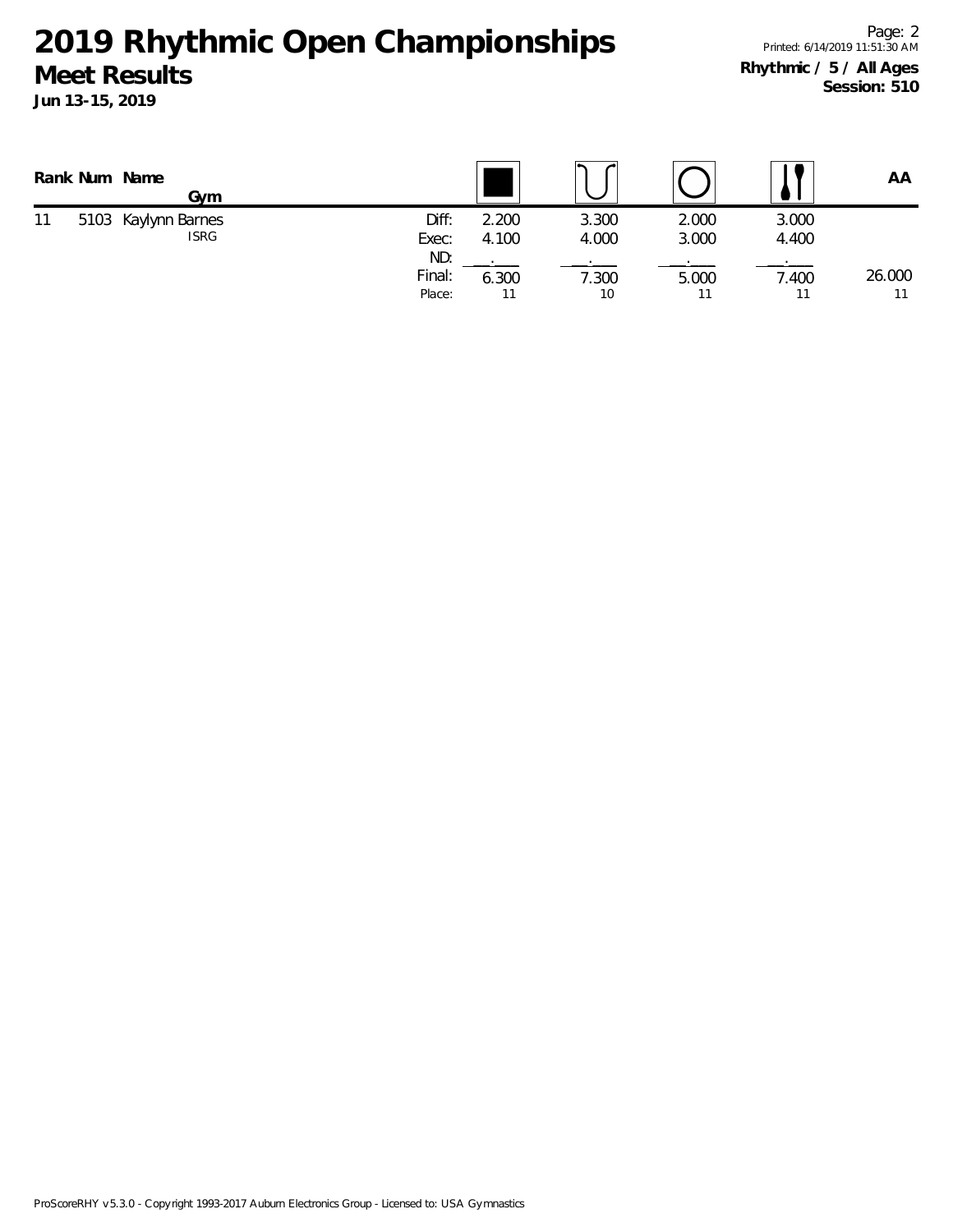# 2019 Rhythmic Open Championships

## Meet Results

**Jun 13-15, 2019**

**Rhythmic / 5 / All Ages**
**Session: 510**

| Rank | Num | Name / Gym | | Rope | Hoop | Clubs | AA |
|---|---|---|---|---|---|---|---|
| 11 | 5103 | Kaylynn Barnes | Diff: | 2.200 | 3.300 | 2.000 | 3.000 | |
| | | ISRG | Exec: | 4.100 | 4.000 | 3.000 | 4.400 | |
| | | | ND: | . | . | . | . | |
| | | | Final: | 6.300 | 7.300 | 5.000 | 7.400 | 26.000 |
| | | | Place: | 11 | 10 | 11 | 11 | 11 |

ProScoreRHY v5.3.0 - Copyright 1993-2017 Auburn Electronics Group - Licensed to: USA Gymnastics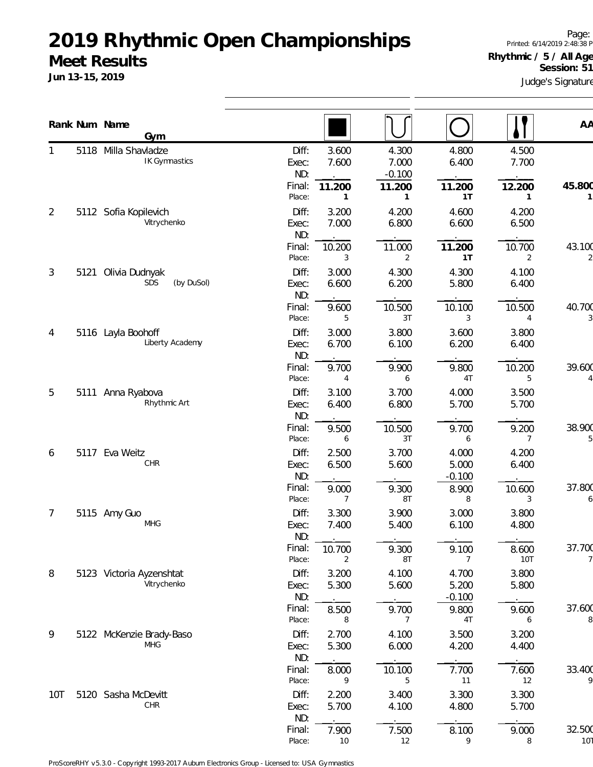# 2019 Rhythmic Open Championships

## Meet Results

**Jun 13-15, 2019**

Printed: 6/14/2019 2:48:38 P

**Rhythmic / 5 / All Age**
**Session: 51**

Judge's Signature

| Rank | Num | Name / Gym | | Rope | Hoop | Ball | Clubs | AA |
|---|---|---|---|---|---|---|---|---|
| 1 | 5118 | Milla Shavladze / IK Gymnastics | Diff: | 3.600 | 4.300 | 4.800 | 4.500 | |
| | | | Exec: | 7.600 | 7.000 | 6.400 | 7.700 | |
| | | | ND: | . | -0.100 | . | . | |
| | | | Final: | **11.200** | **11.200** | **11.200** | **12.200** | **45.800** |
| | | | Place: | 1 | 1 | 1T | 1 | 1 |
| 2 | 5112 | Sofia Kopilevich / Vitrychenko | Diff: | 3.200 | 4.200 | 4.600 | 4.200 | |
| | | | Exec: | 7.000 | 6.800 | 6.600 | 6.500 | |
| | | | ND: | . | . | . | . | |
| | | | Final: | 10.200 | 11.000 | **11.200** | 10.700 | 43.100 |
| | | | Place: | 3 | 2 | 1T | 2 | 2 |
| 3 | 5121 | Olivia Dudnyak / SDS (by DuSol) | Diff: | 3.000 | 4.300 | 4.300 | 4.100 | |
| | | | Exec: | 6.600 | 6.200 | 5.800 | 6.400 | |
| | | | ND: | . | . | . | . | |
| | | | Final: | 9.600 | 10.500 | 10.100 | 10.500 | 40.700 |
| | | | Place: | 5 | 3T | 3 | 4 | 3 |
| 4 | 5116 | Layla Boohoff / Liberty Academy | Diff: | 3.000 | 3.800 | 3.600 | 3.800 | |
| | | | Exec: | 6.700 | 6.100 | 6.200 | 6.400 | |
| | | | ND: | . | . | . | . | |
| | | | Final: | 9.700 | 9.900 | 9.800 | 10.200 | 39.600 |
| | | | Place: | 4 | 6 | 4T | 5 | 4 |
| 5 | 5111 | Anna Ryabova / Rhythmic Art | Diff: | 3.100 | 3.700 | 4.000 | 3.500 | |
| | | | Exec: | 6.400 | 6.800 | 5.700 | 5.700 | |
| | | | ND: | . | . | . | . | |
| | | | Final: | 9.500 | 10.500 | 9.700 | 9.200 | 38.900 |
| | | | Place: | 6 | 3T | 6 | 7 | 5 |
| 6 | 5117 | Eva Weitz / CHR | Diff: | 2.500 | 3.700 | 4.000 | 4.200 | |
| | | | Exec: | 6.500 | 5.600 | 5.000 | 6.400 | |
| | | | ND: | . | . | -0.100 | . | |
| | | | Final: | 9.000 | 9.300 | 8.900 | 10.600 | 37.800 |
| | | | Place: | 7 | 8T | 8 | 3 | 6 |
| 7 | 5115 | Amy Guo / MHG | Diff: | 3.300 | 3.900 | 3.000 | 3.800 | |
| | | | Exec: | 7.400 | 5.400 | 6.100 | 4.800 | |
| | | | ND: | . | . | . | . | |
| | | | Final: | 10.700 | 9.300 | 9.100 | 8.600 | 37.700 |
| | | | Place: | 2 | 8T | 7 | 10T | 7 |
| 8 | 5123 | Victoria Ayzenshtat / Vitrychenko | Diff: | 3.200 | 4.100 | 4.700 | 3.800 | |
| | | | Exec: | 5.300 | 5.600 | 5.200 | 5.800 | |
| | | | ND: | . | . | -0.100 | . | |
| | | | Final: | 8.500 | 9.700 | 9.800 | 9.600 | 37.600 |
| | | | Place: | 8 | 7 | 4T | 6 | 8 |
| 9 | 5122 | McKenzie Brady-Baso / MHG | Diff: | 2.700 | 4.100 | 3.500 | 3.200 | |
| | | | Exec: | 5.300 | 6.000 | 4.200 | 4.400 | |
| | | | ND: | . | . | . | . | |
| | | | Final: | 8.000 | 10.100 | 7.700 | 7.600 | 33.400 |
| | | | Place: | 9 | 5 | 11 | 12 | 9 |
| 10T | 5120 | Sasha McDevitt / CHR | Diff: | 2.200 | 3.400 | 3.300 | 3.300 | |
| | | | Exec: | 5.700 | 4.100 | 4.800 | 5.700 | |
| | | | ND: | . | . | . | . | |
| | | | Final: | 7.900 | 7.500 | 8.100 | 9.000 | 32.500 |
| | | | Place: | 10 | 12 | 9 | 8 | 10T |

ProScoreRHY v5.3.0 - Copyright 1993-2017 Auburn Electronics Group - Licensed to: USA Gymnastics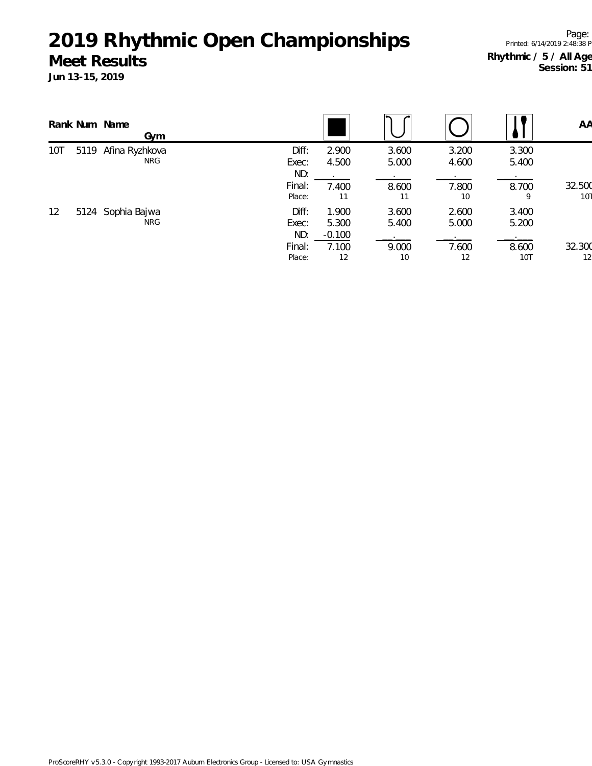# 2019 Rhythmic Open Championships

## Meet Results

**Jun 13-15, 2019**

Page:
Printed: 6/14/2019 2:48:38 P

**Rhythmic / 5 / All Age**
**Session: 51**

| Rank | Num | Name / Gym | | Rope | Hoop | Ball | Clubs | AA |
|---|---|---|---|---|---|---|---|---|
| 10T | 5119 | Afina Ryzhkova | Diff: | 2.900 | 3.600 | 3.200 | 3.300 | |
| | | NRG | Exec: | 4.500 | 5.000 | 4.600 | 5.400 | |
| | | | ND: | . | . | . | . | |
| | | | Final: | 7.400 | 8.600 | 7.800 | 8.700 | 32.500 |
| | | | Place: | 11 | 11 | 10 | 9 | 10T |
| 12 | 5124 | Sophia Bajwa | Diff: | 1.900 | 3.600 | 2.600 | 3.400 | |
| | | NRG | Exec: | 5.300 | 5.400 | 5.000 | 5.200 | |
| | | | ND: | -0.100 | . | . | . | |
| | | | Final: | 7.100 | 9.000 | 7.600 | 8.600 | 32.300 |
| | | | Place: | 12 | 10 | 12 | 10T | 12 |

ProScoreRHY v5.3.0 - Copyright 1993-2017 Auburn Electronics Group - Licensed to: USA Gymnastics